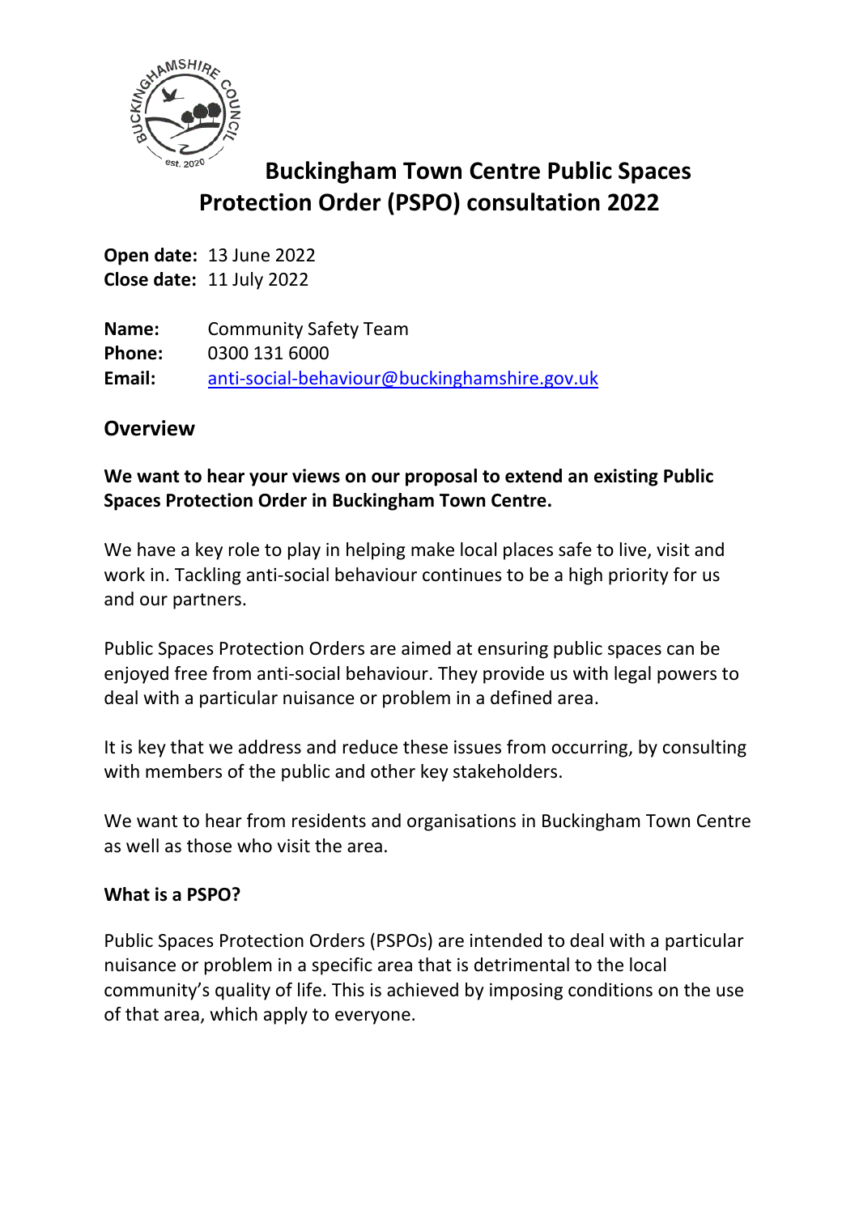# Buckingham Town Centre Public Spaces Protection Order (PSPO) consultation 2022

**Open date:** 13 June 2022
**Close date:** 11 July 2022

**Name:** Community Safety Team
**Phone:** 0300 131 6000
**Email:** anti-social-behaviour@buckinghamshire.gov.uk

## Overview

**We want to hear your views on our proposal to extend an existing Public Spaces Protection Order in Buckingham Town Centre.**

We have a key role to play in helping make local places safe to live, visit and work in. Tackling anti-social behaviour continues to be a high priority for us and our partners.

Public Spaces Protection Orders are aimed at ensuring public spaces can be enjoyed free from anti-social behaviour. They provide us with legal powers to deal with a particular nuisance or problem in a defined area.

It is key that we address and reduce these issues from occurring, by consulting with members of the public and other key stakeholders.

We want to hear from residents and organisations in Buckingham Town Centre as well as those who visit the area.

### What is a PSPO?

Public Spaces Protection Orders (PSPOs) are intended to deal with a particular nuisance or problem in a specific area that is detrimental to the local community's quality of life. This is achieved by imposing conditions on the use of that area, which apply to everyone.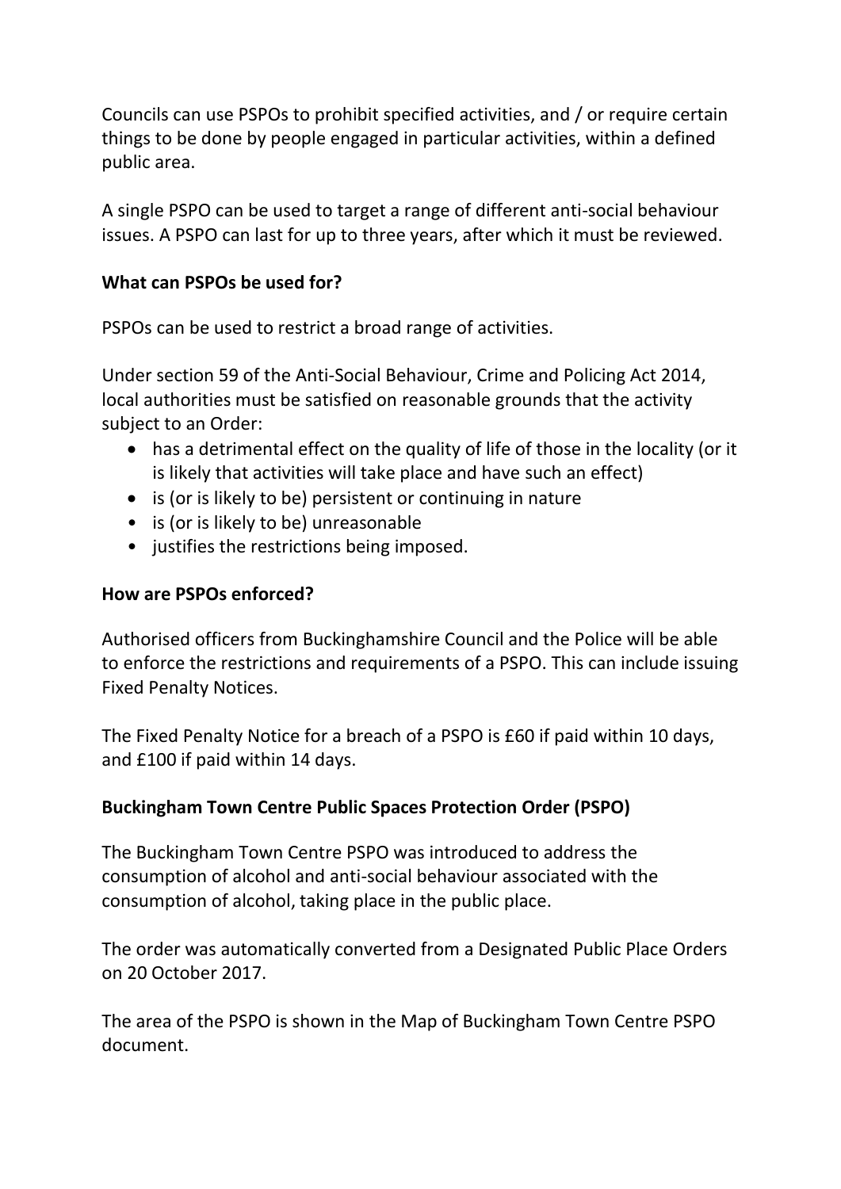Councils can use PSPOs to prohibit specified activities, and / or require certain things to be done by people engaged in particular activities, within a defined public area.

A single PSPO can be used to target a range of different anti-social behaviour issues. A PSPO can last for up to three years, after which it must be reviewed.

**What can PSPOs be used for?**

PSPOs can be used to restrict a broad range of activities.

Under section 59 of the Anti-Social Behaviour, Crime and Policing Act 2014, local authorities must be satisfied on reasonable grounds that the activity subject to an Order:

- has a detrimental effect on the quality of life of those in the locality (or it is likely that activities will take place and have such an effect)
- is (or is likely to be) persistent or continuing in nature
- is (or is likely to be) unreasonable
- justifies the restrictions being imposed.

**How are PSPOs enforced?**

Authorised officers from Buckinghamshire Council and the Police will be able to enforce the restrictions and requirements of a PSPO. This can include issuing Fixed Penalty Notices.

The Fixed Penalty Notice for a breach of a PSPO is £60 if paid within 10 days, and £100 if paid within 14 days.

**Buckingham Town Centre Public Spaces Protection Order (PSPO)**

The Buckingham Town Centre PSPO was introduced to address the consumption of alcohol and anti-social behaviour associated with the consumption of alcohol, taking place in the public place.

The order was automatically converted from a Designated Public Place Orders on 20 October 2017.

The area of the PSPO is shown in the Map of Buckingham Town Centre PSPO document.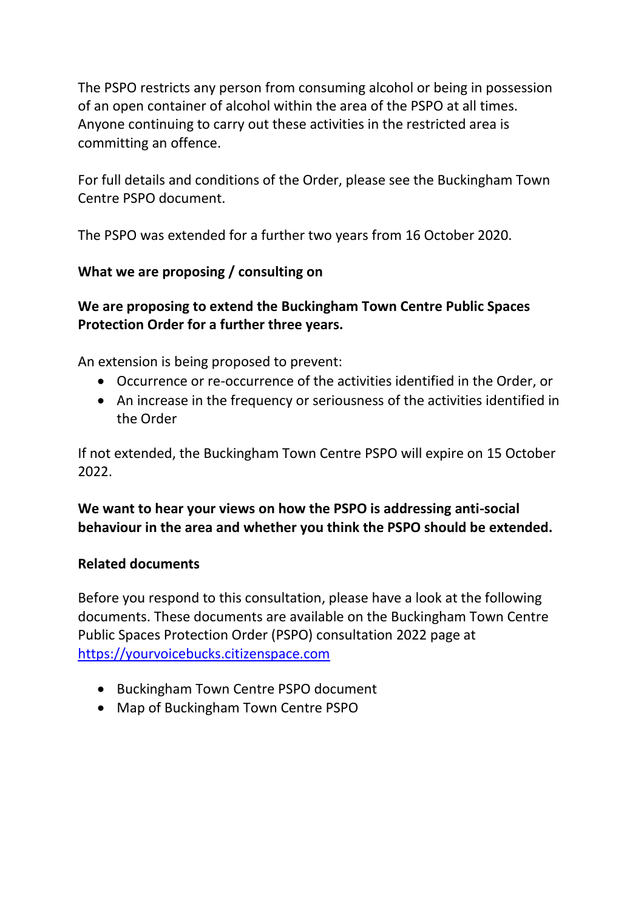The PSPO restricts any person from consuming alcohol or being in possession of an open container of alcohol within the area of the PSPO at all times. Anyone continuing to carry out these activities in the restricted area is committing an offence.

For full details and conditions of the Order, please see the Buckingham Town Centre PSPO document.

The PSPO was extended for a further two years from 16 October 2020.

**What we are proposing / consulting on**

**We are proposing to extend the Buckingham Town Centre Public Spaces Protection Order for a further three years.**

An extension is being proposed to prevent:

- Occurrence or re-occurrence of the activities identified in the Order, or
- An increase in the frequency or seriousness of the activities identified in the Order

If not extended, the Buckingham Town Centre PSPO will expire on 15 October 2022.

**We want to hear your views on how the PSPO is addressing anti-social behaviour in the area and whether you think the PSPO should be extended.**

**Related documents**

Before you respond to this consultation, please have a look at the following documents. These documents are available on the Buckingham Town Centre Public Spaces Protection Order (PSPO) consultation 2022 page at https://yourvoicebucks.citizenspace.com

- Buckingham Town Centre PSPO document
- Map of Buckingham Town Centre PSPO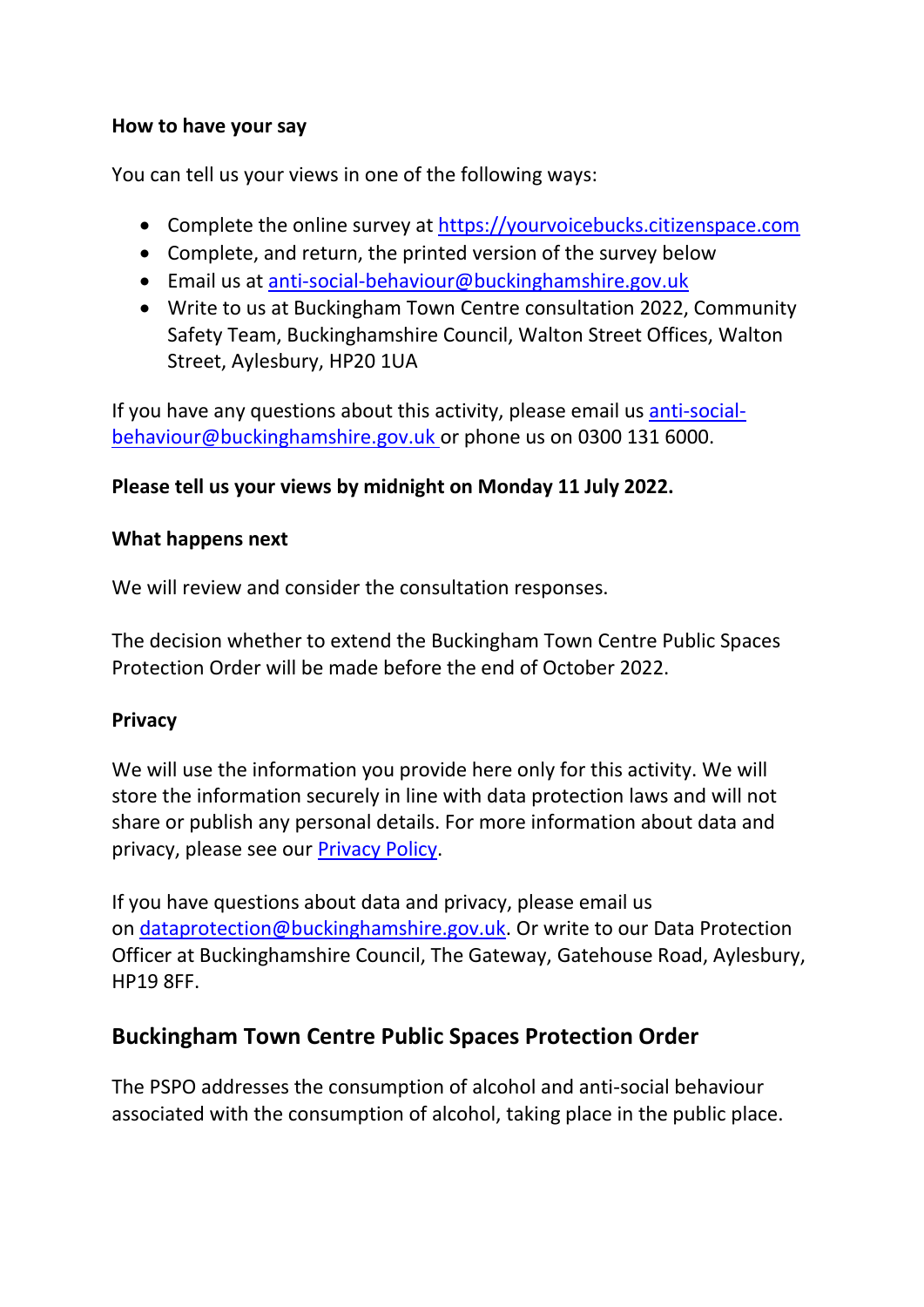**How to have your say**

You can tell us your views in one of the following ways:

- Complete the online survey at [https://yourvoicebucks.citizenspace.com](https://yourvoicebucks.citizenspace.com)
- Complete, and return, the printed version of the survey below
- Email us at [anti-social-behaviour@buckinghamshire.gov.uk](mailto:anti-social-behaviour@buckinghamshire.gov.uk)
- Write to us at Buckingham Town Centre consultation 2022, Community Safety Team, Buckinghamshire Council, Walton Street Offices, Walton Street, Aylesbury, HP20 1UA

If you have any questions about this activity, please email us [anti-social-behaviour@buckinghamshire.gov.uk](mailto:anti-social-behaviour@buckinghamshire.gov.uk) or phone us on 0300 131 6000.

**Please tell us your views by midnight on Monday 11 July 2022.**

**What happens next**

We will review and consider the consultation responses.

The decision whether to extend the Buckingham Town Centre Public Spaces Protection Order will be made before the end of October 2022.

**Privacy**

We will use the information you provide here only for this activity. We will store the information securely in line with data protection laws and will not share or publish any personal details. For more information about data and privacy, please see our Privacy Policy.

If you have questions about data and privacy, please email us on [dataprotection@buckinghamshire.gov.uk](mailto:dataprotection@buckinghamshire.gov.uk). Or write to our Data Protection Officer at Buckinghamshire Council, The Gateway, Gatehouse Road, Aylesbury, HP19 8FF.

## Buckingham Town Centre Public Spaces Protection Order

The PSPO addresses the consumption of alcohol and anti-social behaviour associated with the consumption of alcohol, taking place in the public place.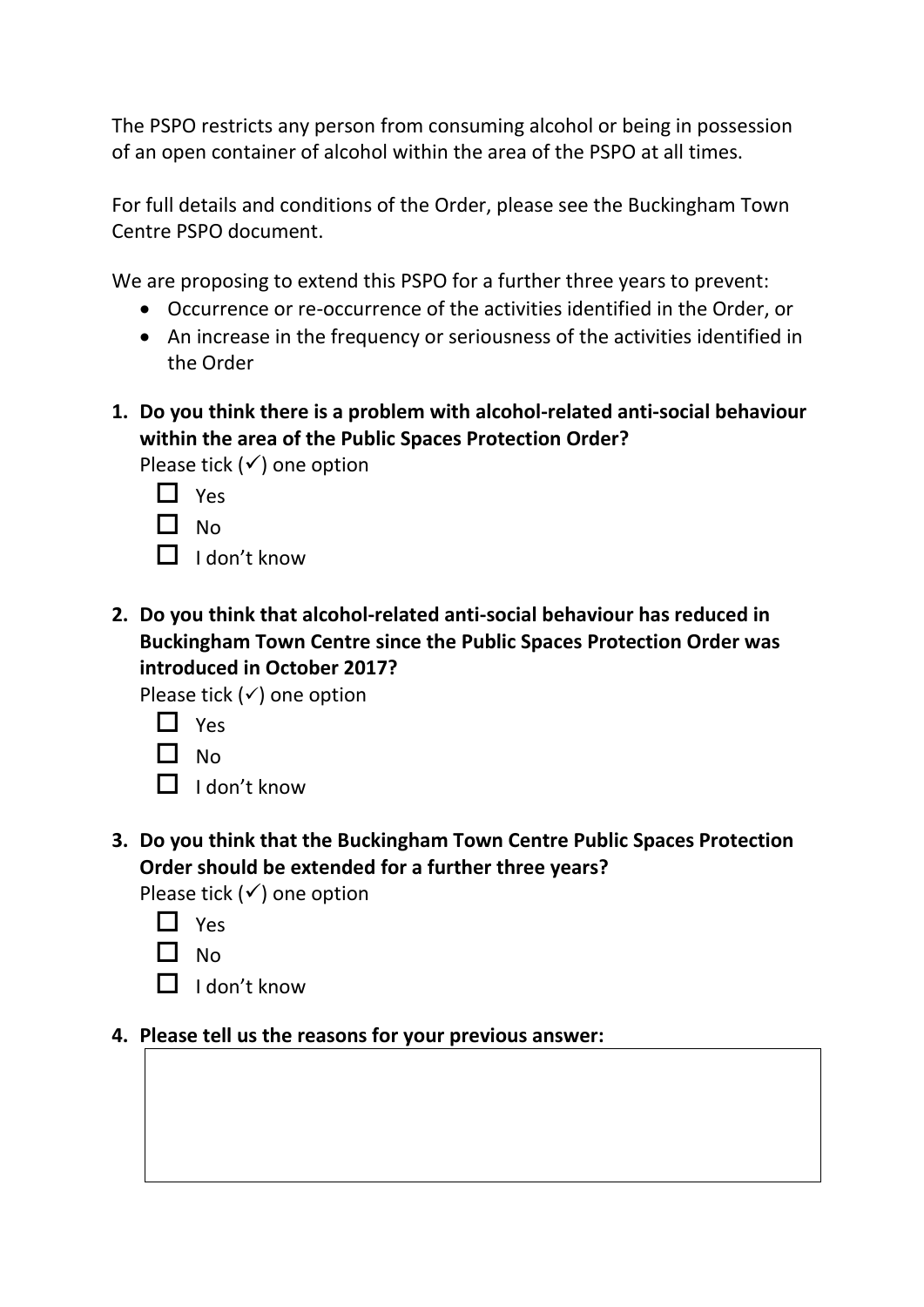The PSPO restricts any person from consuming alcohol or being in possession of an open container of alcohol within the area of the PSPO at all times.

For full details and conditions of the Order, please see the Buckingham Town Centre PSPO document.

We are proposing to extend this PSPO for a further three years to prevent:

- Occurrence or re-occurrence of the activities identified in the Order, or
- An increase in the frequency or seriousness of the activities identified in the Order

**1. Do you think there is a problem with alcohol-related anti-social behaviour within the area of the Public Spaces Protection Order?**

Please tick (✓) one option

- ☐ Yes
- ☐ No
- ☐ I don't know

**2. Do you think that alcohol-related anti-social behaviour has reduced in Buckingham Town Centre since the Public Spaces Protection Order was introduced in October 2017?**

Please tick (✓) one option

- ☐ Yes
- ☐ No
- ☐ I don't know

**3. Do you think that the Buckingham Town Centre Public Spaces Protection Order should be extended for a further three years?**

Please tick (✓) one option

- ☐ Yes
- ☐ No
- ☐ I don't know

**4. Please tell us the reasons for your previous answer:**

| |
|---|
| |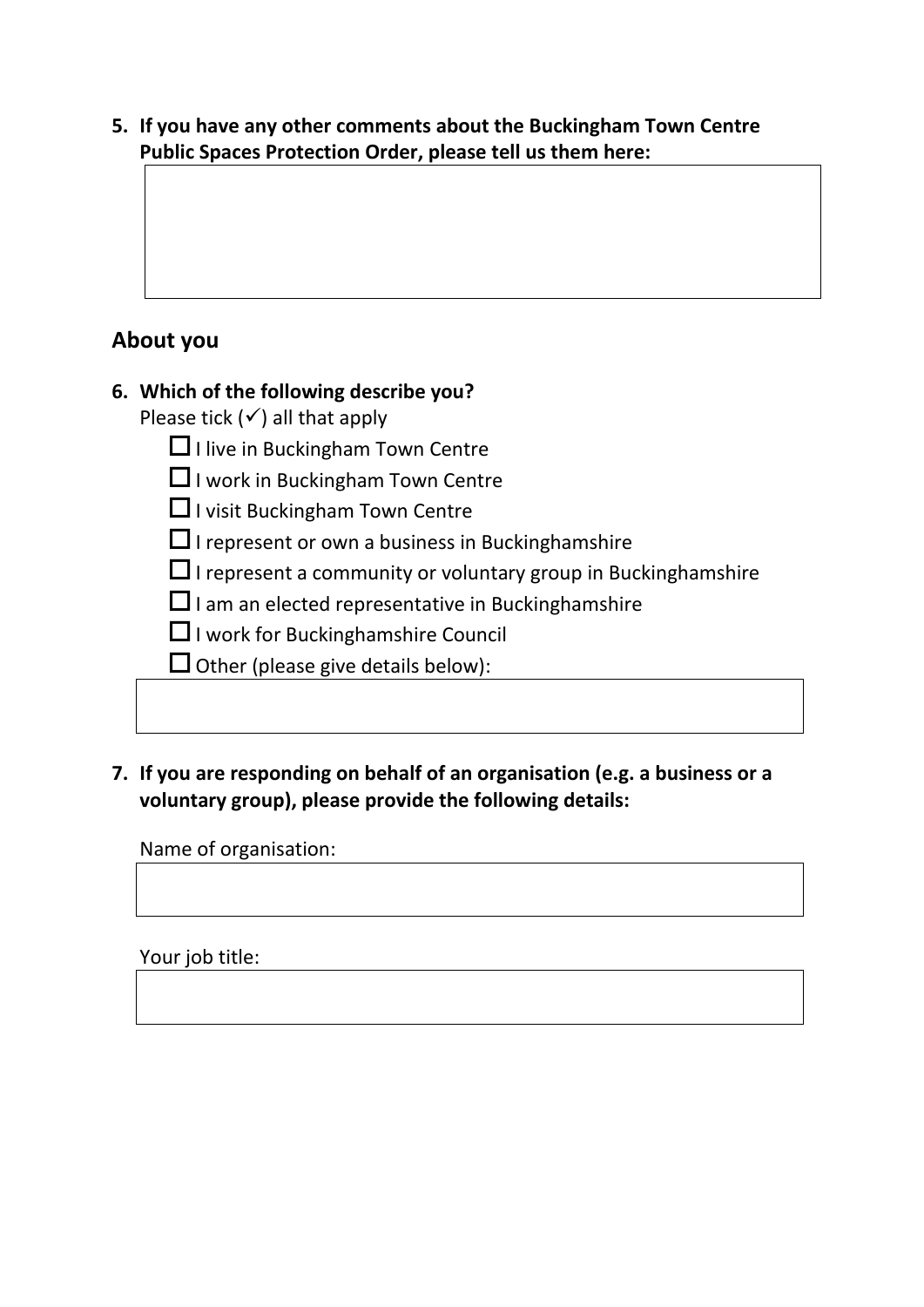5. **If you have any other comments about the Buckingham Town Centre Public Spaces Protection Order, please tell us them here:**

## About you

6. **Which of the following describe you?**
   Please tick (✓) all that apply
   - ☐ I live in Buckingham Town Centre
   - ☐ I work in Buckingham Town Centre
   - ☐ I visit Buckingham Town Centre
   - ☐ I represent or own a business in Buckinghamshire
   - ☐ I represent a community or voluntary group in Buckinghamshire
   - ☐ I am an elected representative in Buckinghamshire
   - ☐ I work for Buckinghamshire Council
   - ☐ Other (please give details below):

7. **If you are responding on behalf of an organisation (e.g. a business or a voluntary group), please provide the following details:**

   Name of organisation:

   Your job title: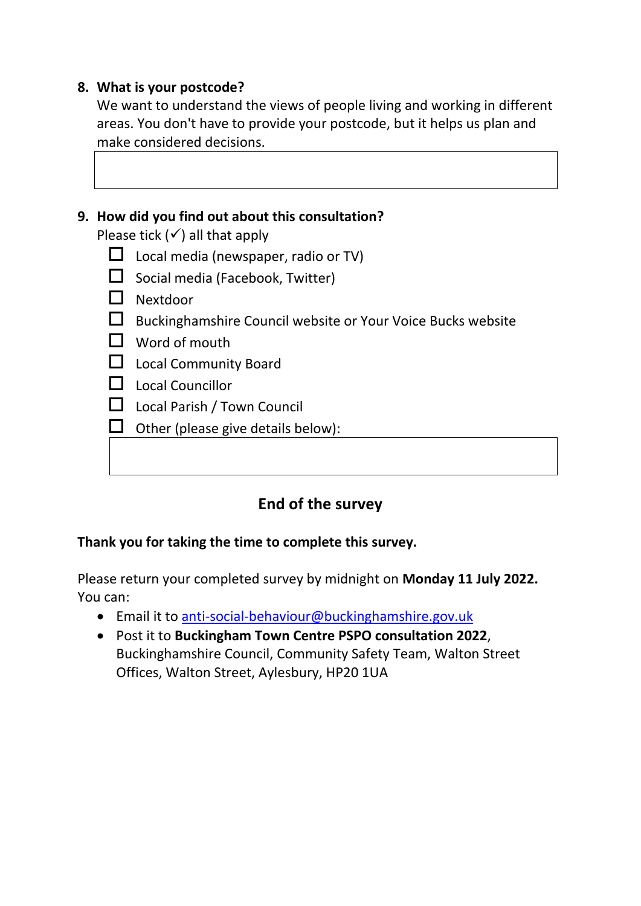**8. What is your postcode?**

We want to understand the views of people living and working in different areas. You don't have to provide your postcode, but it helps us plan and make considered decisions.

**9. How did you find out about this consultation?**

Please tick (✓) all that apply

- ☐ Local media (newspaper, radio or TV)
- ☐ Social media (Facebook, Twitter)
- ☐ Nextdoor
- ☐ Buckinghamshire Council website or Your Voice Bucks website
- ☐ Word of mouth
- ☐ Local Community Board
- ☐ Local Councillor
- ☐ Local Parish / Town Council
- ☐ Other (please give details below):

## End of the survey

**Thank you for taking the time to complete this survey.**

Please return your completed survey by midnight on **Monday 11 July 2022.**
You can:

- Email it to anti-social-behaviour@buckinghamshire.gov.uk
- Post it to **Buckingham Town Centre PSPO consultation 2022**, Buckinghamshire Council, Community Safety Team, Walton Street Offices, Walton Street, Aylesbury, HP20 1UA